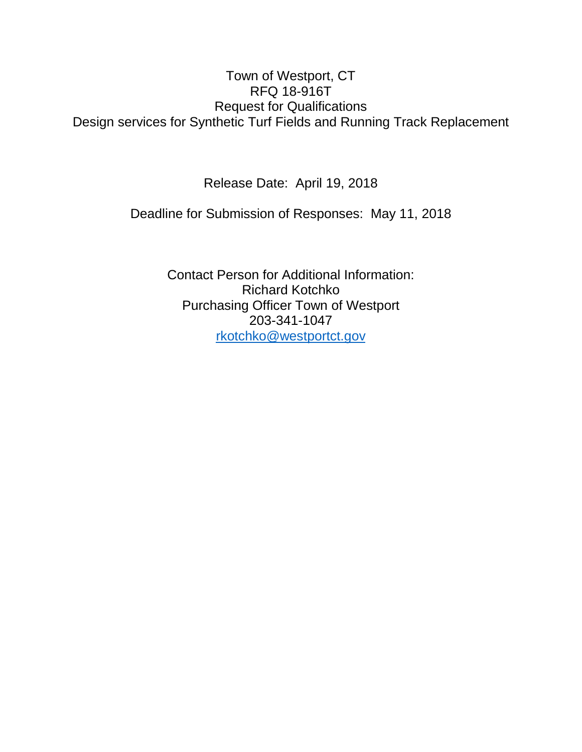# Town of Westport, CT
# RFQ 18-916T
# Request for Qualifications
# Design services for Synthetic Turf Fields and Running Track Replacement

Release Date: April 19, 2018

Deadline for Submission of Responses: May 11, 2018

Contact Person for Additional Information:
Richard Kotchko
Purchasing Officer Town of Westport
203-341-1047
rkotchko@westportct.gov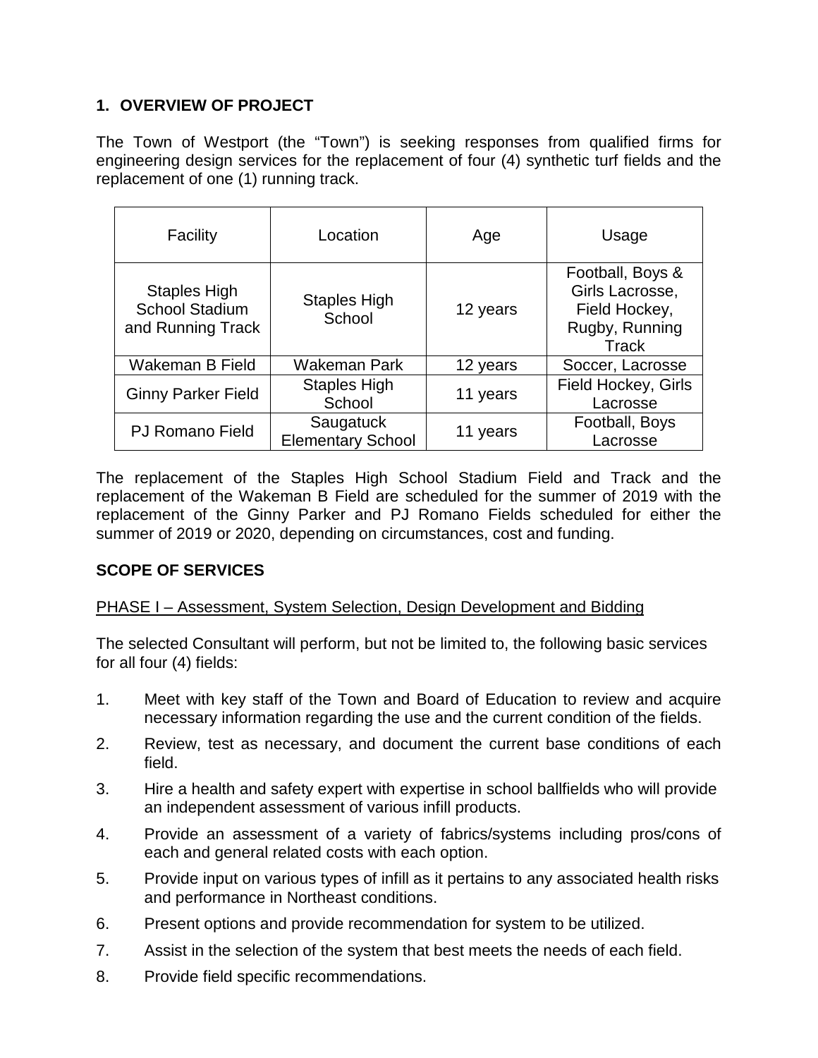## 1. OVERVIEW OF PROJECT

The Town of Westport (the "Town") is seeking responses from qualified firms for engineering design services for the replacement of four (4) synthetic turf fields and the replacement of one (1) running track.

| Facility | Location | Age | Usage |
|---|---|---|---|
| Staples High School Stadium and Running Track | Staples High School | 12 years | Football, Boys & Girls Lacrosse, Field Hockey, Rugby, Running Track |
| Wakeman B Field | Wakeman Park | 12 years | Soccer, Lacrosse |
| Ginny Parker Field | Staples High School | 11 years | Field Hockey, Girls Lacrosse |
| PJ Romano Field | Saugatuck Elementary School | 11 years | Football, Boys Lacrosse |

The replacement of the Staples High School Stadium Field and Track and the replacement of the Wakeman B Field are scheduled for the summer of 2019 with the replacement of the Ginny Parker and PJ Romano Fields scheduled for either the summer of 2019 or 2020, depending on circumstances, cost and funding.

## SCOPE OF SERVICES

<u>PHASE I – Assessment, System Selection, Design Development and Bidding</u>

The selected Consultant will perform, but not be limited to, the following basic services for all four (4) fields:

1. Meet with key staff of the Town and Board of Education to review and acquire necessary information regarding the use and the current condition of the fields.
2. Review, test as necessary, and document the current base conditions of each field.
3. Hire a health and safety expert with expertise in school ballfields who will provide an independent assessment of various infill products.
4. Provide an assessment of a variety of fabrics/systems including pros/cons of each and general related costs with each option.
5. Provide input on various types of infill as it pertains to any associated health risks and performance in Northeast conditions.
6. Present options and provide recommendation for system to be utilized.
7. Assist in the selection of the system that best meets the needs of each field.
8. Provide field specific recommendations.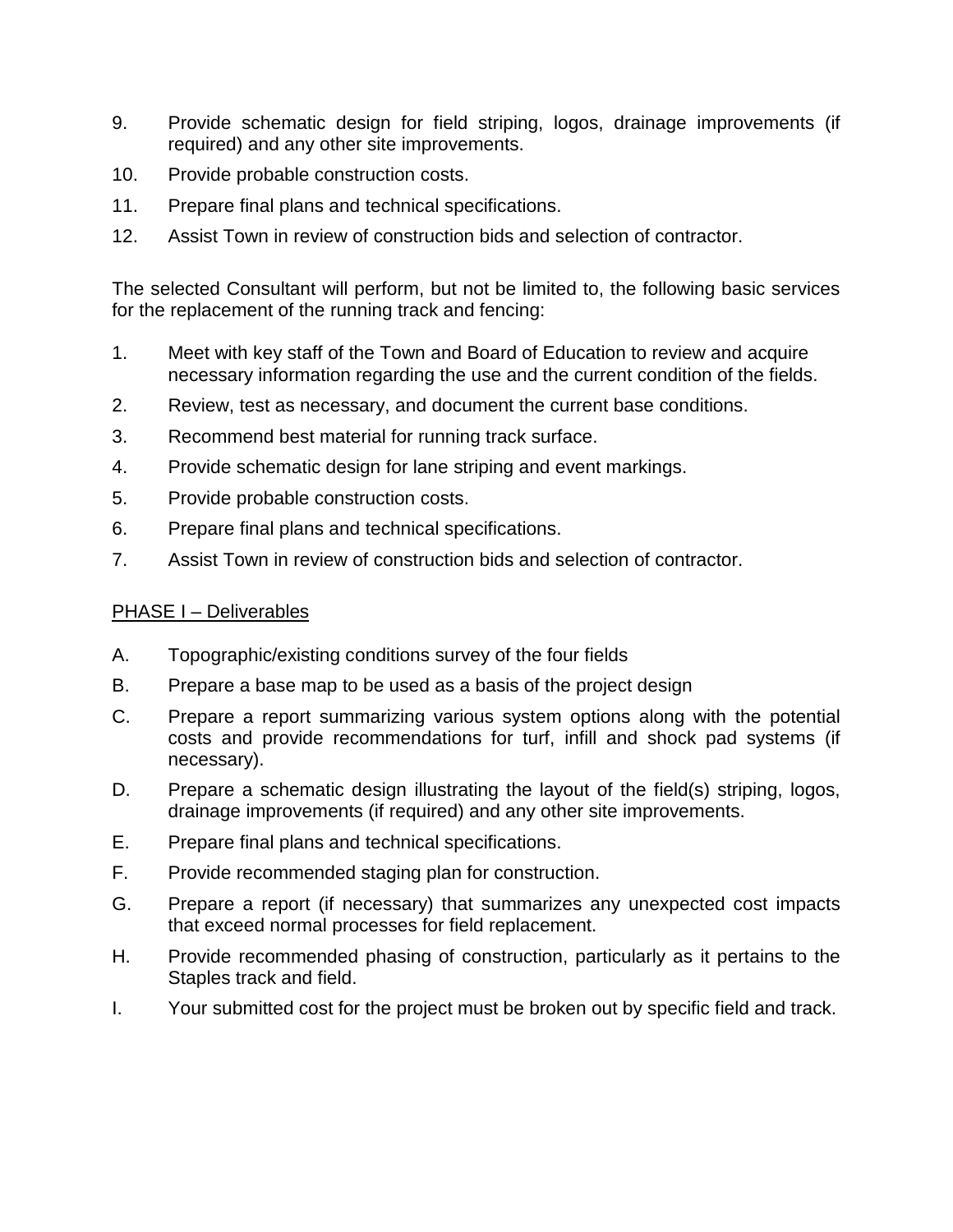9. Provide schematic design for field striping, logos, drainage improvements (if required) and any other site improvements.
10. Provide probable construction costs.
11. Prepare final plans and technical specifications.
12. Assist Town in review of construction bids and selection of contractor.

The selected Consultant will perform, but not be limited to, the following basic services for the replacement of the running track and fencing:

1. Meet with key staff of the Town and Board of Education to review and acquire necessary information regarding the use and the current condition of the fields.
2. Review, test as necessary, and document the current base conditions.
3. Recommend best material for running track surface.
4. Provide schematic design for lane striping and event markings.
5. Provide probable construction costs.
6. Prepare final plans and technical specifications.
7. Assist Town in review of construction bids and selection of contractor.

<u>PHASE I – Deliverables</u>

A. Topographic/existing conditions survey of the four fields
B. Prepare a base map to be used as a basis of the project design
C. Prepare a report summarizing various system options along with the potential costs and provide recommendations for turf, infill and shock pad systems (if necessary).
D. Prepare a schematic design illustrating the layout of the field(s) striping, logos, drainage improvements (if required) and any other site improvements.
E. Prepare final plans and technical specifications.
F. Provide recommended staging plan for construction.
G. Prepare a report (if necessary) that summarizes any unexpected cost impacts that exceed normal processes for field replacement.
H. Provide recommended phasing of construction, particularly as it pertains to the Staples track and field.
I. Your submitted cost for the project must be broken out by specific field and track.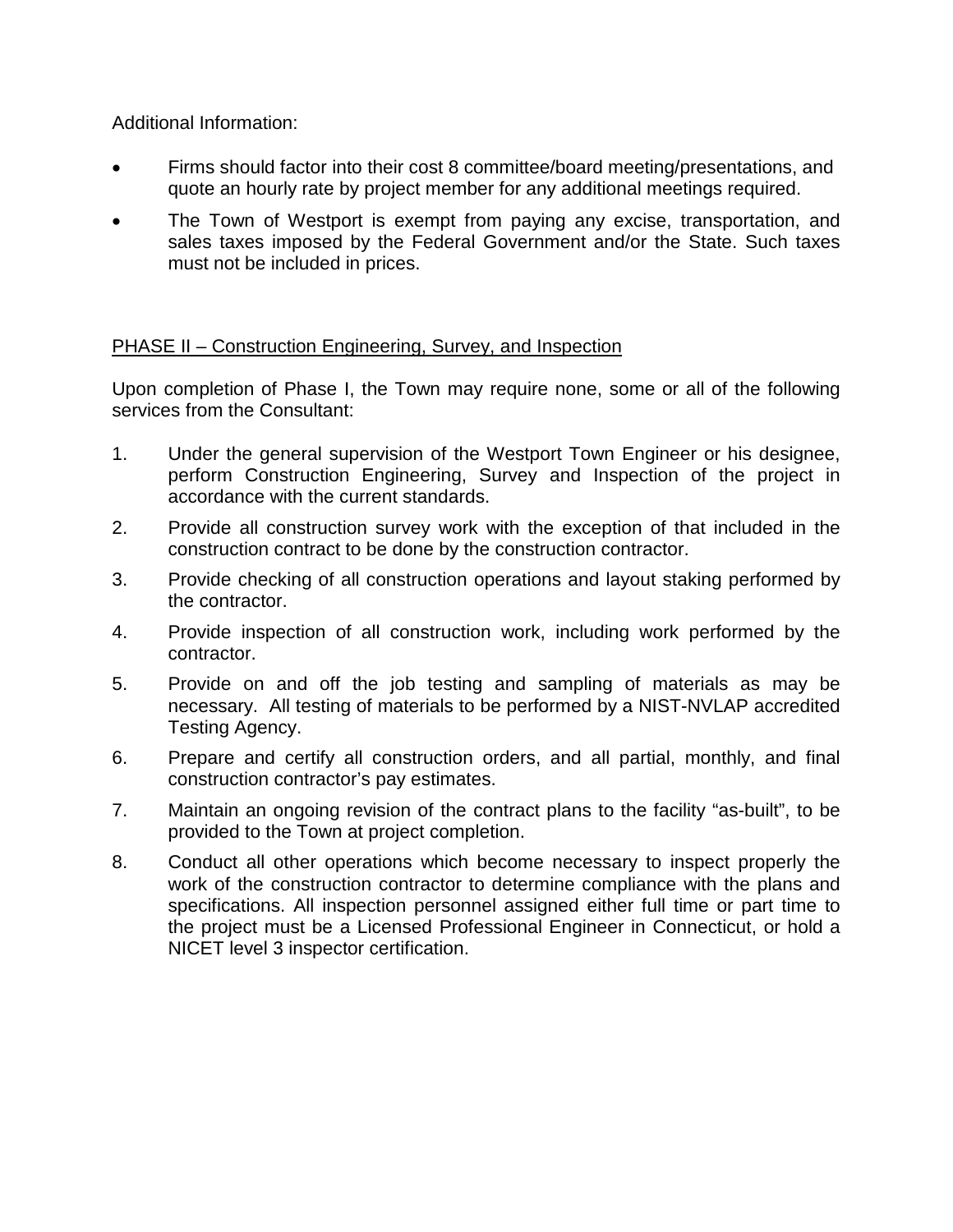Additional Information:

- Firms should factor into their cost 8 committee/board meeting/presentations, and quote an hourly rate by project member for any additional meetings required.
- The Town of Westport is exempt from paying any excise, transportation, and sales taxes imposed by the Federal Government and/or the State. Such taxes must not be included in prices.

PHASE II – Construction Engineering, Survey, and Inspection

Upon completion of Phase I, the Town may require none, some or all of the following services from the Consultant:

1. Under the general supervision of the Westport Town Engineer or his designee, perform Construction Engineering, Survey and Inspection of the project in accordance with the current standards.
2. Provide all construction survey work with the exception of that included in the construction contract to be done by the construction contractor.
3. Provide checking of all construction operations and layout staking performed by the contractor.
4. Provide inspection of all construction work, including work performed by the contractor.
5. Provide on and off the job testing and sampling of materials as may be necessary. All testing of materials to be performed by a NIST-NVLAP accredited Testing Agency.
6. Prepare and certify all construction orders, and all partial, monthly, and final construction contractor's pay estimates.
7. Maintain an ongoing revision of the contract plans to the facility "as-built", to be provided to the Town at project completion.
8. Conduct all other operations which become necessary to inspect properly the work of the construction contractor to determine compliance with the plans and specifications. All inspection personnel assigned either full time or part time to the project must be a Licensed Professional Engineer in Connecticut, or hold a NICET level 3 inspector certification.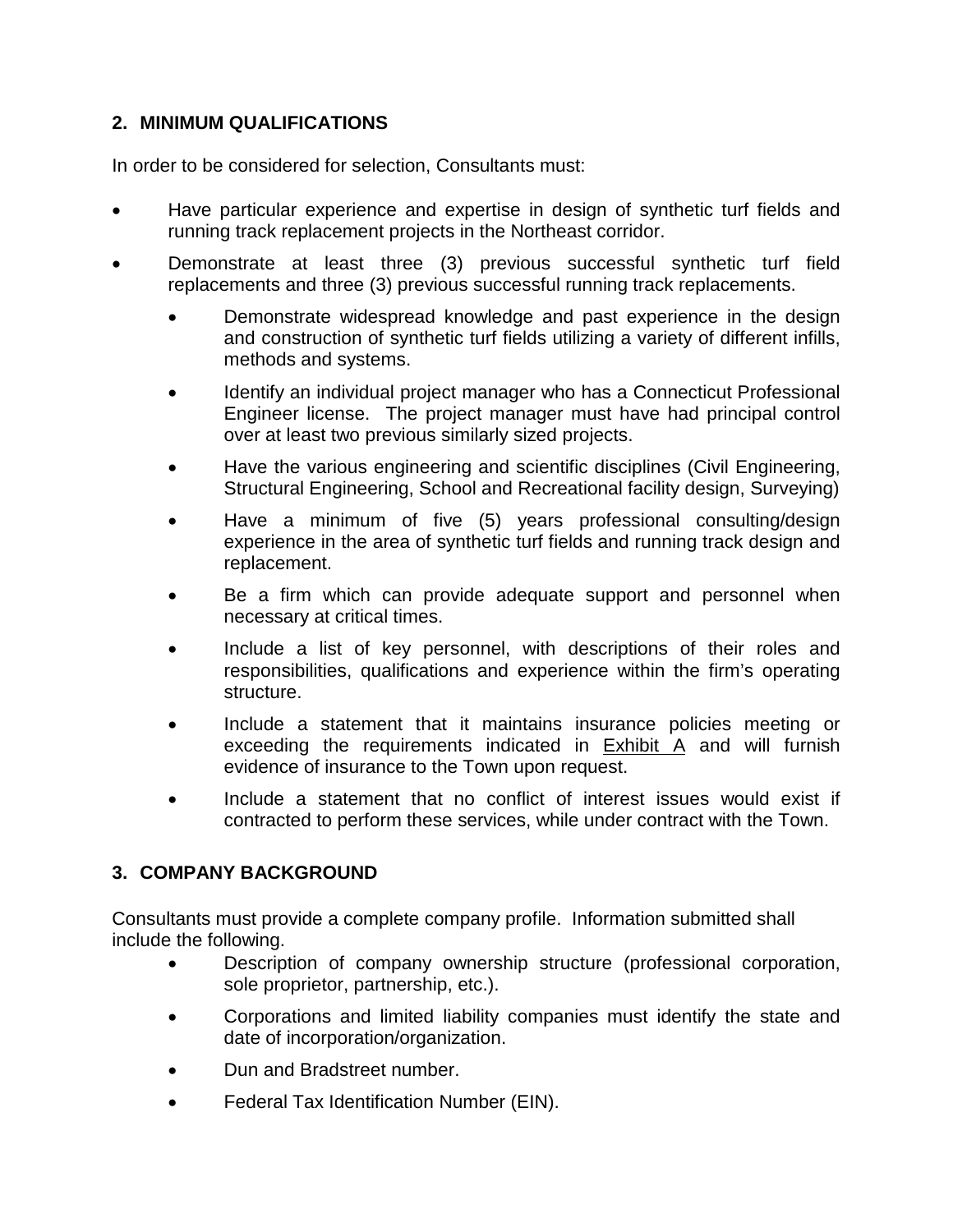## 2. MINIMUM QUALIFICATIONS

In order to be considered for selection, Consultants must:

- Have particular experience and expertise in design of synthetic turf fields and running track replacement projects in the Northeast corridor.
- Demonstrate at least three (3) previous successful synthetic turf field replacements and three (3) previous successful running track replacements.
  - Demonstrate widespread knowledge and past experience in the design and construction of synthetic turf fields utilizing a variety of different infills, methods and systems.
  - Identify an individual project manager who has a Connecticut Professional Engineer license. The project manager must have had principal control over at least two previous similarly sized projects.
  - Have the various engineering and scientific disciplines (Civil Engineering, Structural Engineering, School and Recreational facility design, Surveying)
  - Have a minimum of five (5) years professional consulting/design experience in the area of synthetic turf fields and running track design and replacement.
  - Be a firm which can provide adequate support and personnel when necessary at critical times.
  - Include a list of key personnel, with descriptions of their roles and responsibilities, qualifications and experience within the firm's operating structure.
  - Include a statement that it maintains insurance policies meeting or exceeding the requirements indicated in Exhibit A and will furnish evidence of insurance to the Town upon request.
  - Include a statement that no conflict of interest issues would exist if contracted to perform these services, while under contract with the Town.

## 3. COMPANY BACKGROUND

Consultants must provide a complete company profile. Information submitted shall include the following.

- Description of company ownership structure (professional corporation, sole proprietor, partnership, etc.).
- Corporations and limited liability companies must identify the state and date of incorporation/organization.
- Dun and Bradstreet number.
- Federal Tax Identification Number (EIN).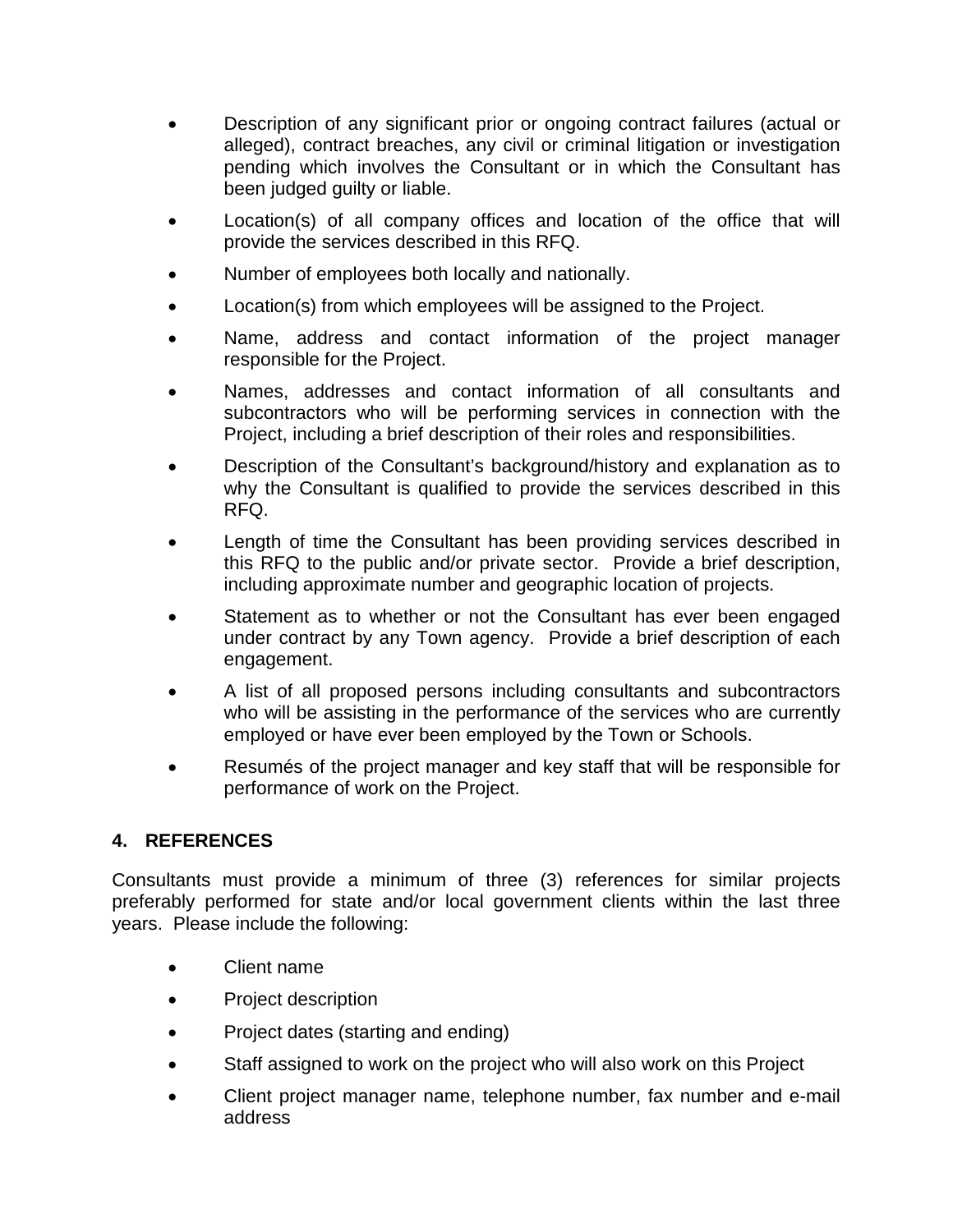- Description of any significant prior or ongoing contract failures (actual or alleged), contract breaches, any civil or criminal litigation or investigation pending which involves the Consultant or in which the Consultant has been judged guilty or liable.
- Location(s) of all company offices and location of the office that will provide the services described in this RFQ.
- Number of employees both locally and nationally.
- Location(s) from which employees will be assigned to the Project.
- Name, address and contact information of the project manager responsible for the Project.
- Names, addresses and contact information of all consultants and subcontractors who will be performing services in connection with the Project, including a brief description of their roles and responsibilities.
- Description of the Consultant's background/history and explanation as to why the Consultant is qualified to provide the services described in this RFQ.
- Length of time the Consultant has been providing services described in this RFQ to the public and/or private sector. Provide a brief description, including approximate number and geographic location of projects.
- Statement as to whether or not the Consultant has ever been engaged under contract by any Town agency. Provide a brief description of each engagement.
- A list of all proposed persons including consultants and subcontractors who will be assisting in the performance of the services who are currently employed or have ever been employed by the Town or Schools.
- Resumés of the project manager and key staff that will be responsible for performance of work on the Project.

## 4. REFERENCES

Consultants must provide a minimum of three (3) references for similar projects preferably performed for state and/or local government clients within the last three years. Please include the following:

- Client name
- Project description
- Project dates (starting and ending)
- Staff assigned to work on the project who will also work on this Project
- Client project manager name, telephone number, fax number and e-mail address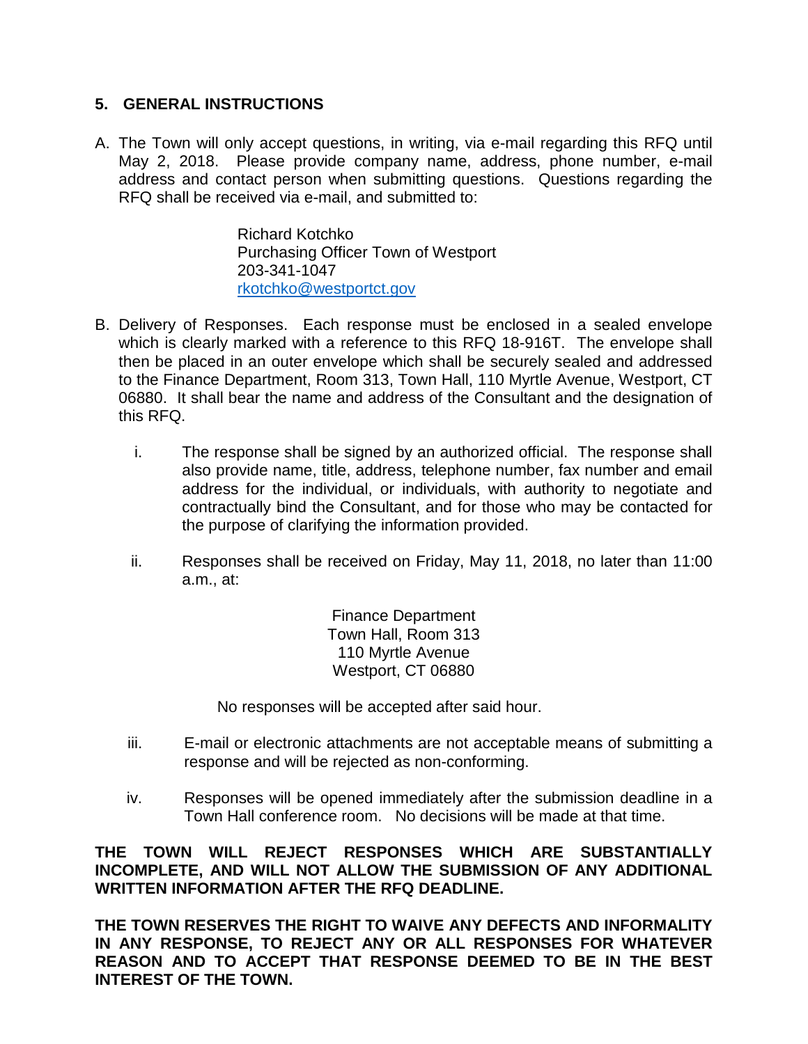## 5. GENERAL INSTRUCTIONS

A. The Town will only accept questions, in writing, via e-mail regarding this RFQ until May 2, 2018. Please provide company name, address, phone number, e-mail address and contact person when submitting questions. Questions regarding the RFQ shall be received via e-mail, and submitted to:

   Richard Kotchko
   Purchasing Officer Town of Westport
   203-341-1047
   rkotchko@westportct.gov

B. Delivery of Responses. Each response must be enclosed in a sealed envelope which is clearly marked with a reference to this RFQ 18-916T. The envelope shall then be placed in an outer envelope which shall be securely sealed and addressed to the Finance Department, Room 313, Town Hall, 110 Myrtle Avenue, Westport, CT 06880. It shall bear the name and address of the Consultant and the designation of this RFQ.

   i. The response shall be signed by an authorized official. The response shall also provide name, title, address, telephone number, fax number and email address for the individual, or individuals, with authority to negotiate and contractually bind the Consultant, and for those who may be contacted for the purpose of clarifying the information provided.

   ii. Responses shall be received on Friday, May 11, 2018, no later than 11:00 a.m., at:

      Finance Department
      Town Hall, Room 313
      110 Myrtle Avenue
      Westport, CT 06880

      No responses will be accepted after said hour.

   iii. E-mail or electronic attachments are not acceptable means of submitting a response and will be rejected as non-conforming.

   iv. Responses will be opened immediately after the submission deadline in a Town Hall conference room. No decisions will be made at that time.

**THE TOWN WILL REJECT RESPONSES WHICH ARE SUBSTANTIALLY INCOMPLETE, AND WILL NOT ALLOW THE SUBMISSION OF ANY ADDITIONAL WRITTEN INFORMATION AFTER THE RFQ DEADLINE.**

**THE TOWN RESERVES THE RIGHT TO WAIVE ANY DEFECTS AND INFORMALITY IN ANY RESPONSE, TO REJECT ANY OR ALL RESPONSES FOR WHATEVER REASON AND TO ACCEPT THAT RESPONSE DEEMED TO BE IN THE BEST INTEREST OF THE TOWN.**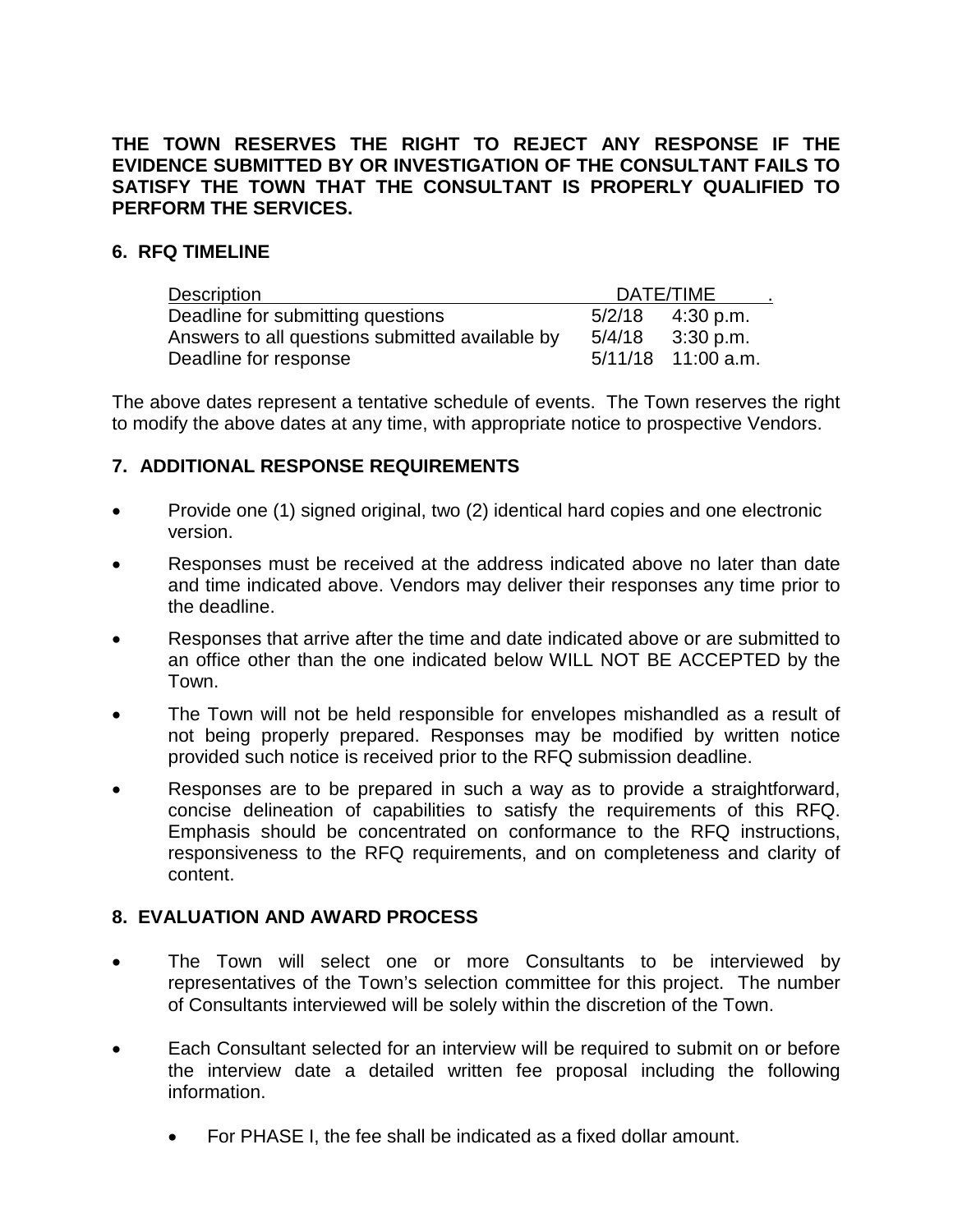**THE TOWN RESERVES THE RIGHT TO REJECT ANY RESPONSE IF THE EVIDENCE SUBMITTED BY OR INVESTIGATION OF THE CONSULTANT FAILS TO SATISFY THE TOWN THAT THE CONSULTANT IS PROPERLY QUALIFIED TO PERFORM THE SERVICES.**

## 6. RFQ TIMELINE

| Description | DATE/TIME | |
|---|---|---|
| Deadline for submitting questions | 5/2/18 | 4:30 p.m. |
| Answers to all questions submitted available by | 5/4/18 | 3:30 p.m. |
| Deadline for response | 5/11/18 | 11:00 a.m. |

The above dates represent a tentative schedule of events. The Town reserves the right to modify the above dates at any time, with appropriate notice to prospective Vendors.

## 7. ADDITIONAL RESPONSE REQUIREMENTS

- Provide one (1) signed original, two (2) identical hard copies and one electronic version.
- Responses must be received at the address indicated above no later than date and time indicated above. Vendors may deliver their responses any time prior to the deadline.
- Responses that arrive after the time and date indicated above or are submitted to an office other than the one indicated below WILL NOT BE ACCEPTED by the Town.
- The Town will not be held responsible for envelopes mishandled as a result of not being properly prepared. Responses may be modified by written notice provided such notice is received prior to the RFQ submission deadline.
- Responses are to be prepared in such a way as to provide a straightforward, concise delineation of capabilities to satisfy the requirements of this RFQ. Emphasis should be concentrated on conformance to the RFQ instructions, responsiveness to the RFQ requirements, and on completeness and clarity of content.

## 8. EVALUATION AND AWARD PROCESS

- The Town will select one or more Consultants to be interviewed by representatives of the Town's selection committee for this project. The number of Consultants interviewed will be solely within the discretion of the Town.
- Each Consultant selected for an interview will be required to submit on or before the interview date a detailed written fee proposal including the following information.
  - For PHASE I, the fee shall be indicated as a fixed dollar amount.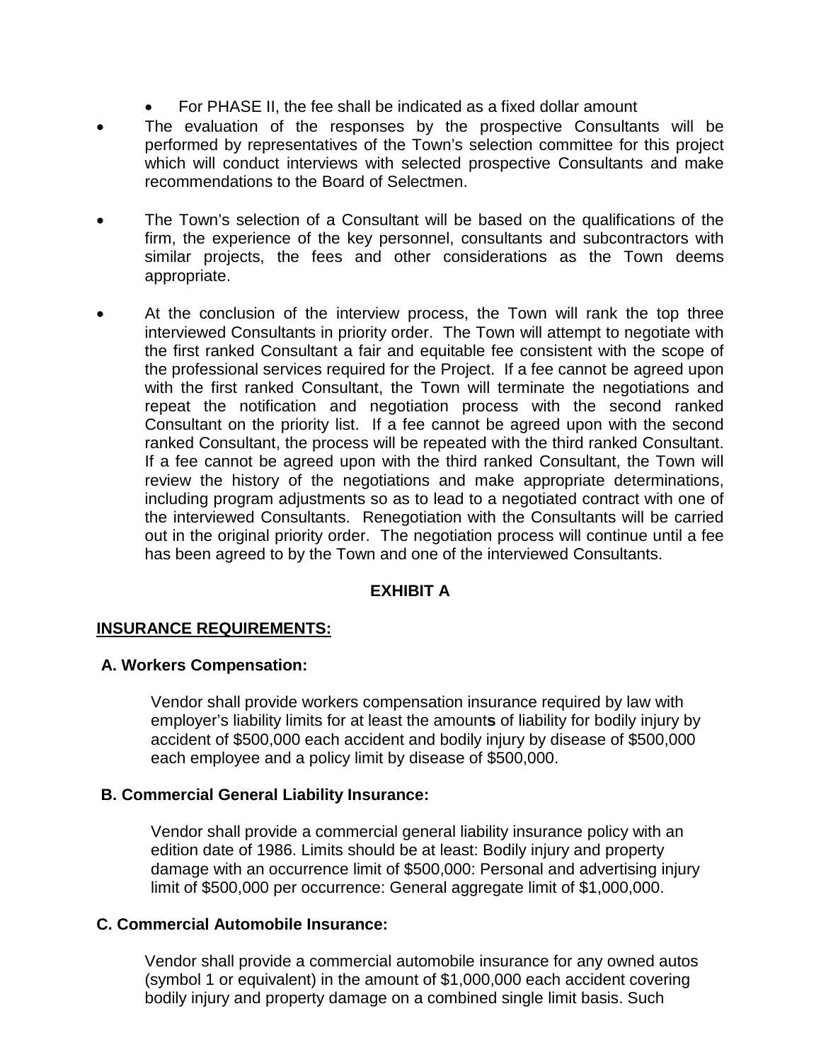- For PHASE II, the fee shall be indicated as a fixed dollar amount

- The evaluation of the responses by the prospective Consultants will be performed by representatives of the Town's selection committee for this project which will conduct interviews with selected prospective Consultants and make recommendations to the Board of Selectmen.

- The Town's selection of a Consultant will be based on the qualifications of the firm, the experience of the key personnel, consultants and subcontractors with similar projects, the fees and other considerations as the Town deems appropriate.

- At the conclusion of the interview process, the Town will rank the top three interviewed Consultants in priority order. The Town will attempt to negotiate with the first ranked Consultant a fair and equitable fee consistent with the scope of the professional services required for the Project. If a fee cannot be agreed upon with the first ranked Consultant, the Town will terminate the negotiations and repeat the notification and negotiation process with the second ranked Consultant on the priority list. If a fee cannot be agreed upon with the second ranked Consultant, the process will be repeated with the third ranked Consultant. If a fee cannot be agreed upon with the third ranked Consultant, the Town will review the history of the negotiations and make appropriate determinations, including program adjustments so as to lead to a negotiated contract with one of the interviewed Consultants. Renegotiation with the Consultants will be carried out in the original priority order. The negotiation process will continue until a fee has been agreed to by the Town and one of the interviewed Consultants.

## EXHIBIT A

**INSURANCE REQUIREMENTS:**

**A. Workers Compensation:**

Vendor shall provide workers compensation insurance required by law with employer's liability limits for at least the amount**s** of liability for bodily injury by accident of $500,000 each accident and bodily injury by disease of $500,000 each employee and a policy limit by disease of $500,000.

**B. Commercial General Liability Insurance:**

Vendor shall provide a commercial general liability insurance policy with an edition date of 1986. Limits should be at least: Bodily injury and property damage with an occurrence limit of $500,000: Personal and advertising injury limit of $500,000 per occurrence: General aggregate limit of $1,000,000.

**C. Commercial Automobile Insurance:**

Vendor shall provide a commercial automobile insurance for any owned autos (symbol 1 or equivalent) in the amount of $1,000,000 each accident covering bodily injury and property damage on a combined single limit basis. Such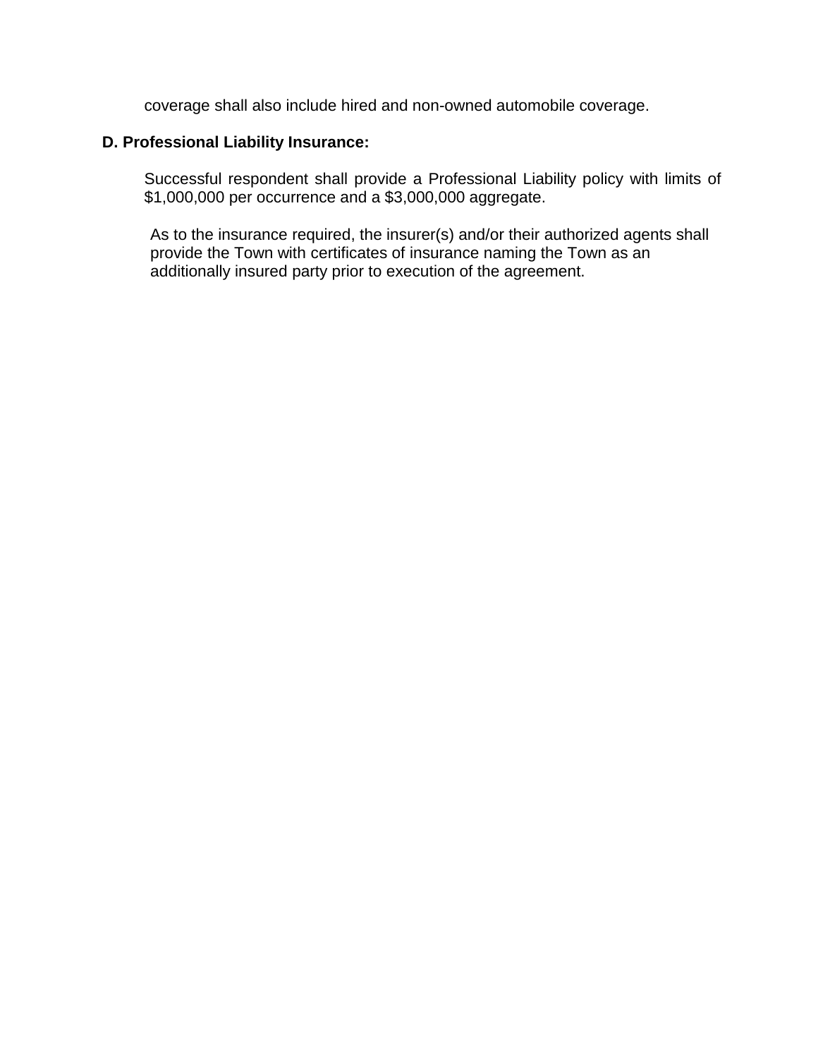coverage shall also include hired and non-owned automobile coverage.

**D. Professional Liability Insurance:**

Successful respondent shall provide a Professional Liability policy with limits of $1,000,000 per occurrence and a $3,000,000 aggregate.

As to the insurance required, the insurer(s) and/or their authorized agents shall provide the Town with certificates of insurance naming the Town as an additionally insured party prior to execution of the agreement.